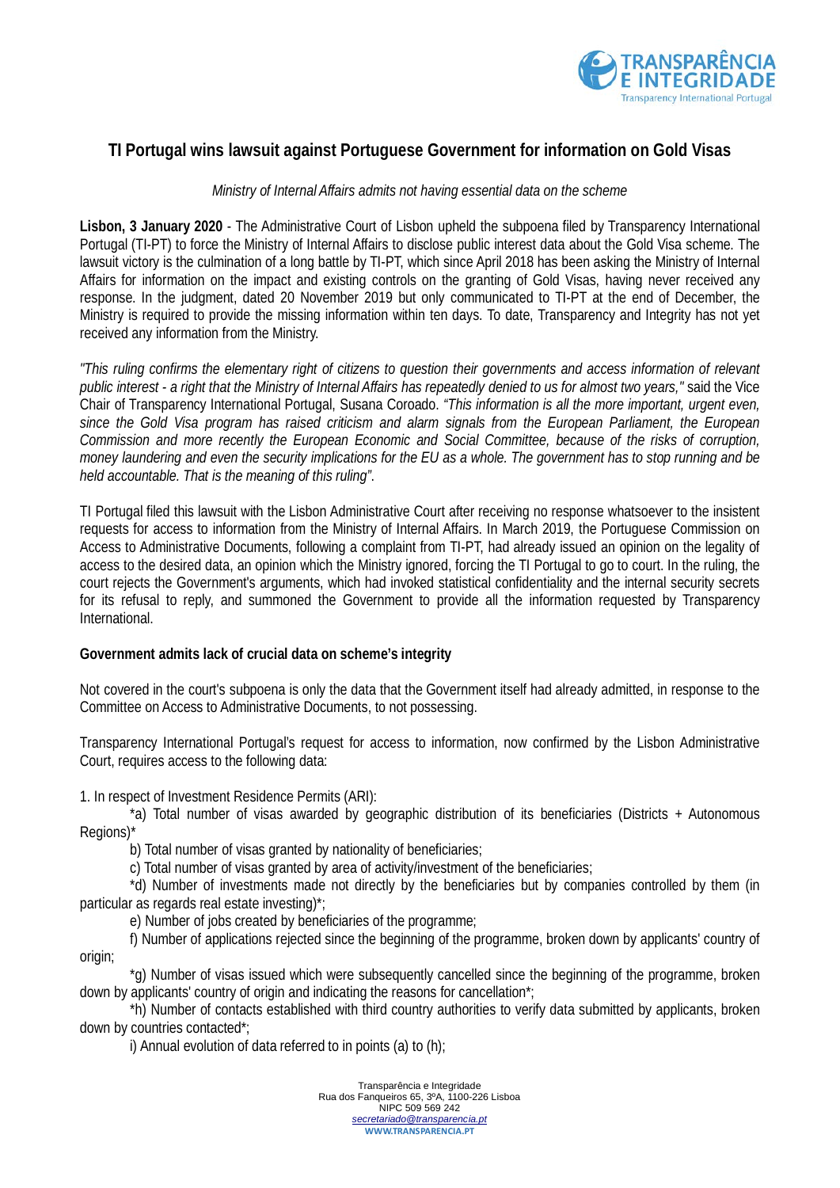# TI Portugal wins lawsuit against Portuguese Government for information on Gold Visas

*Ministry of Internal Affairs admits not having essential data on the scheme*

**Lisbon, 3 January 2020** - The Administrative Court of Lisbon upheld the subpoena filed by Transparency International Portugal (TI-PT) to force the Ministry of Internal Affairs to disclose public interest data about the Gold Visa scheme. The lawsuit victory is the culmination of a long battle by TI-PT, which since April 2018 has been asking the Ministry of Internal Affairs for information on the impact and existing controls on the granting of Gold Visas, having never received any response. In the judgment, dated 20 November 2019 but only communicated to TI-PT at the end of December, the Ministry is required to provide the missing information within ten days. To date, Transparency and Integrity has not yet received any information from the Ministry.

*"This ruling confirms the elementary right of citizens to question their governments and access information of relevant public interest - a right that the Ministry of Internal Affairs has repeatedly denied to us for almost two years,"* said the Vice Chair of Transparency International Portugal, Susana Coroado. *"This information is all the more important, urgent even, since the Gold Visa program has raised criticism and alarm signals from the European Parliament, the European Commission and more recently the European Economic and Social Committee, because of the risks of corruption, money laundering and even the security implications for the EU as a whole. The government has to stop running and be held accountable. That is the meaning of this ruling"*.

TI Portugal filed this lawsuit with the Lisbon Administrative Court after receiving no response whatsoever to the insistent requests for access to information from the Ministry of Internal Affairs. In March 2019, the Portuguese Commission on Access to Administrative Documents, following a complaint from TI-PT, had already issued an opinion on the legality of access to the desired data, an opinion which the Ministry ignored, forcing the TI Portugal to go to court. In the ruling, the court rejects the Government's arguments, which had invoked statistical confidentiality and the internal security secrets for its refusal to reply, and summoned the Government to provide all the information requested by Transparency International.

**Government admits lack of crucial data on scheme's integrity**

Not covered in the court's subpoena is only the data that the Government itself had already admitted, in response to the Committee on Access to Administrative Documents, to not possessing.

Transparency International Portugal's request for access to information, now confirmed by the Lisbon Administrative Court, requires access to the following data:

1. In respect of Investment Residence Permits (ARI):

   *a) Total number of visas awarded by geographic distribution of its beneficiaries (Districts + Autonomous Regions)*

   b) Total number of visas granted by nationality of beneficiaries;

   c) Total number of visas granted by area of activity/investment of the beneficiaries;

   *d) Number of investments made not directly by the beneficiaries but by companies controlled by them (in particular as regards real estate investing)*;

   e) Number of jobs created by beneficiaries of the programme;

   f) Number of applications rejected since the beginning of the programme, broken down by applicants' country of origin;

   *g) Number of visas issued which were subsequently cancelled since the beginning of the programme, broken down by applicants' country of origin and indicating the reasons for cancellation*;

   *h) Number of contacts established with third country authorities to verify data submitted by applicants, broken down by countries contacted*;

   i) Annual evolution of data referred to in points (a) to (h);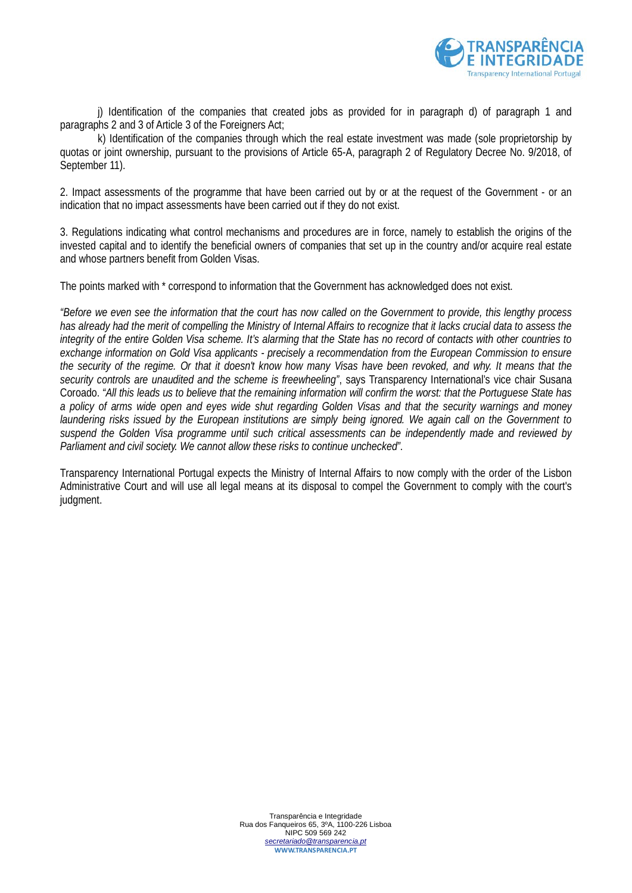j) Identification of the companies that created jobs as provided for in paragraph d) of paragraph 1 and paragraphs 2 and 3 of Article 3 of the Foreigners Act;

k) Identification of the companies through which the real estate investment was made (sole proprietorship by quotas or joint ownership, pursuant to the provisions of Article 65-A, paragraph 2 of Regulatory Decree No. 9/2018, of September 11).

2. Impact assessments of the programme that have been carried out by or at the request of the Government - or an indication that no impact assessments have been carried out if they do not exist.

3. Regulations indicating what control mechanisms and procedures are in force, namely to establish the origins of the invested capital and to identify the beneficial owners of companies that set up in the country and/or acquire real estate and whose partners benefit from Golden Visas.

The points marked with * correspond to information that the Government has acknowledged does not exist.

*"Before we even see the information that the court has now called on the Government to provide, this lengthy process has already had the merit of compelling the Ministry of Internal Affairs to recognize that it lacks crucial data to assess the integrity of the entire Golden Visa scheme. It's alarming that the State has no record of contacts with other countries to exchange information on Gold Visa applicants - precisely a recommendation from the European Commission to ensure the security of the regime. Or that it doesn't know how many Visas have been revoked, and why. It means that the security controls are unaudited and the scheme is freewheeling"*, says Transparency International's vice chair Susana Coroado. *"All this leads us to believe that the remaining information will confirm the worst: that the Portuguese State has a policy of arms wide open and eyes wide shut regarding Golden Visas and that the security warnings and money laundering risks issued by the European institutions are simply being ignored. We again call on the Government to suspend the Golden Visa programme until such critical assessments can be independently made and reviewed by Parliament and civil society. We cannot allow these risks to continue unchecked"*.

Transparency International Portugal expects the Ministry of Internal Affairs to now comply with the order of the Lisbon Administrative Court and will use all legal means at its disposal to compel the Government to comply with the court's judgment.